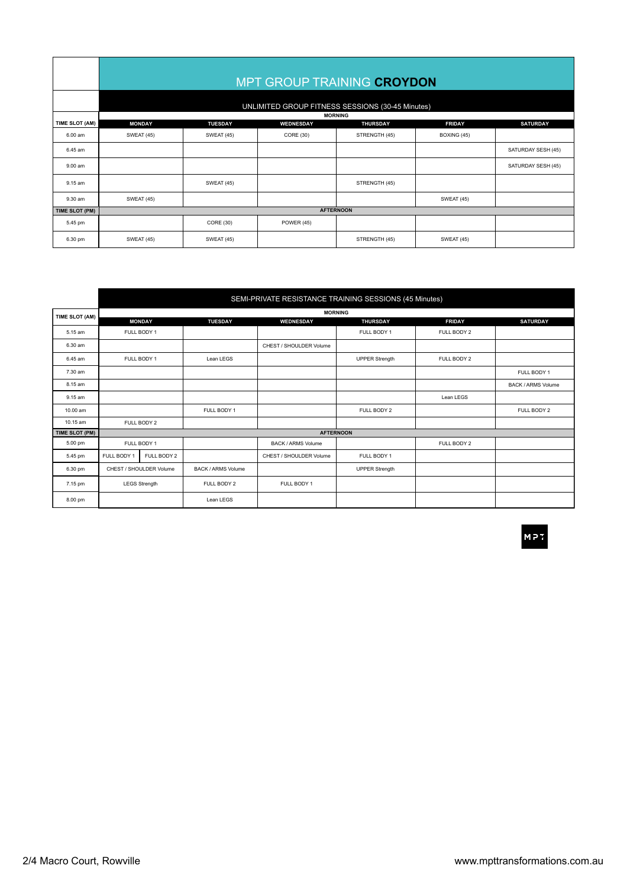# MPT GROUP TRAINING **CROYDON**

## UNLIMITED GROUP FITNESS SESSIONS (30-45 Minutes)

| TIME SLOT (AM) | MONDAY | TUESDAY | WEDNESDAY | THURSDAY | FRIDAY | SATURDAY |
|---|---|---|---|---|---|---|
| **MORNING** | | | | | | |
| 6.00 am | SWEAT (45) | SWEAT (45) | CORE (30) | STRENGTH (45) | BOXING (45) | |
| 6.45 am | | | | | | SATURDAY SESH (45) |
| 9.00 am | | | | | | SATURDAY SESH (45) |
| 9.15 am | | SWEAT (45) | | STRENGTH (45) | | |
| 9.30 am | SWEAT (45) | | | | SWEAT (45) | |
| **TIME SLOT (PM)** | **AFTERNOON** | | | | | |
| 5.45 pm | | CORE (30) | POWER (45) | | | |
| 6.30 pm | SWEAT (45) | SWEAT (45) | | STRENGTH (45) | SWEAT (45) | |

## SEMI-PRIVATE RESISTANCE TRAINING SESSIONS (45 Minutes)

| TIME SLOT (AM) | MONDAY | TUESDAY | WEDNESDAY | THURSDAY | FRIDAY | SATURDAY |
|---|---|---|---|---|---|---|
| **MORNING** | | | | | | |
| 5.15 am | FULL BODY 1 | | | FULL BODY 1 | FULL BODY 2 | |
| 6.30 am | | | CHEST / SHOULDER Volume | | | |
| 6.45 am | FULL BODY 1 | Lean LEGS | | UPPER Strength | FULL BODY 2 | |
| 7.30 am | | | | | | FULL BODY 1 |
| 8.15 am | | | | | | BACK / ARMS Volume |
| 9.15 am | | | | | Lean LEGS | |
| 10.00 am | | FULL BODY 1 | | FULL BODY 2 | | FULL BODY 2 |
| 10.15 am | FULL BODY 2 | | | | | |
| **TIME SLOT (PM)** | **AFTERNOON** | | | | | |
| 5.00 pm | FULL BODY 1 | | BACK / ARMS Volume | | FULL BODY 2 | |
| 5.45 pm | FULL BODY 1 / FULL BODY 2 | | CHEST / SHOULDER Volume | FULL BODY 1 | | |
| 6.30 pm | CHEST / SHOULDER Volume | BACK / ARMS Volume | | UPPER Strength | | |
| 7.15 pm | LEGS Strength | FULL BODY 2 | FULL BODY 1 | | | |
| 8.00 pm | | Lean LEGS | | | | |

MPT

2/4 Macro Court, Rowville

www.mpttransformations.com.au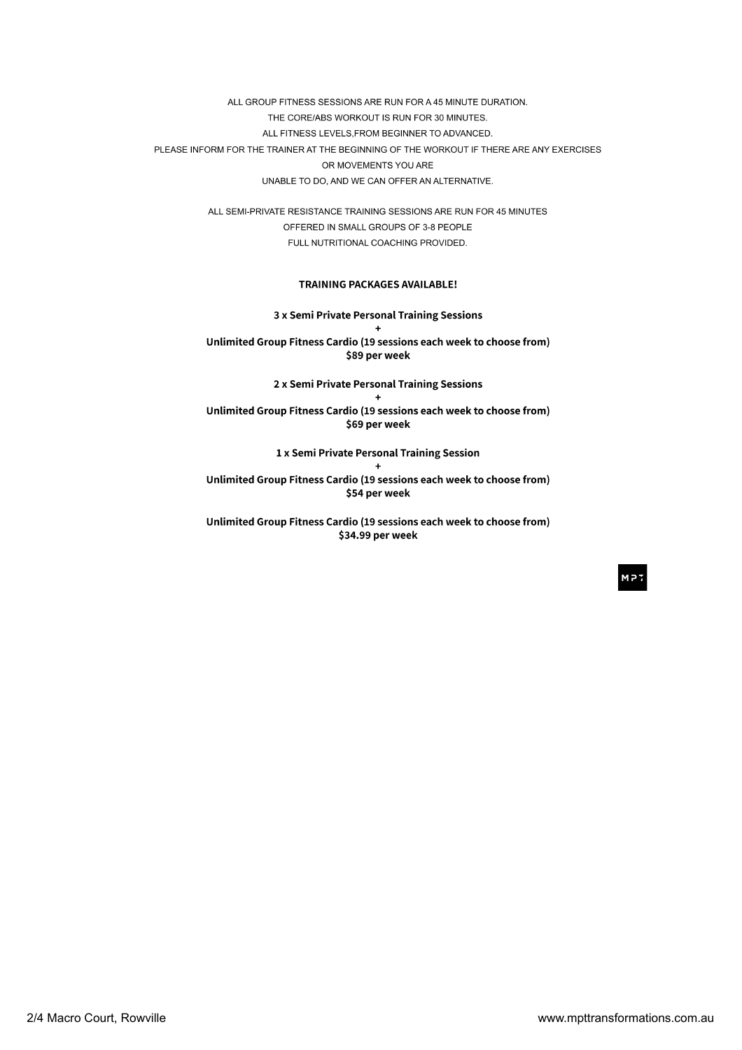ALL GROUP FITNESS SESSIONS ARE RUN FOR A 45 MINUTE DURATION.

THE CORE/ABS WORKOUT IS RUN FOR 30 MINUTES.

ALL FITNESS LEVELS,FROM BEGINNER TO ADVANCED.

PLEASE INFORM FOR THE TRAINER AT THE BEGINNING OF THE WORKOUT IF THERE ARE ANY EXERCISES OR MOVEMENTS YOU ARE UNABLE TO DO, AND WE CAN OFFER AN ALTERNATIVE.

ALL SEMI-PRIVATE RESISTANCE TRAINING SESSIONS ARE RUN FOR 45 MINUTES

OFFERED IN SMALL GROUPS OF 3-8 PEOPLE

FULL NUTRITIONAL COACHING PROVIDED.

**TRAINING PACKAGES AVAILABLE!**

**3 x Semi Private Personal Training Sessions**
**+**
**Unlimited Group Fitness Cardio (19 sessions each week to choose from)**
**$89 per week**

**2 x Semi Private Personal Training Sessions**
**+**
**Unlimited Group Fitness Cardio (19 sessions each week to choose from)**
**$69 per week**

**1 x Semi Private Personal Training Session**
**+**
**Unlimited Group Fitness Cardio (19 sessions each week to choose from)**
**$54 per week**

**Unlimited Group Fitness Cardio (19 sessions each week to choose from)**
**$34.99 per week**

MPT

2/4 Macro Court, Rowville

www.mpttransformations.com.au